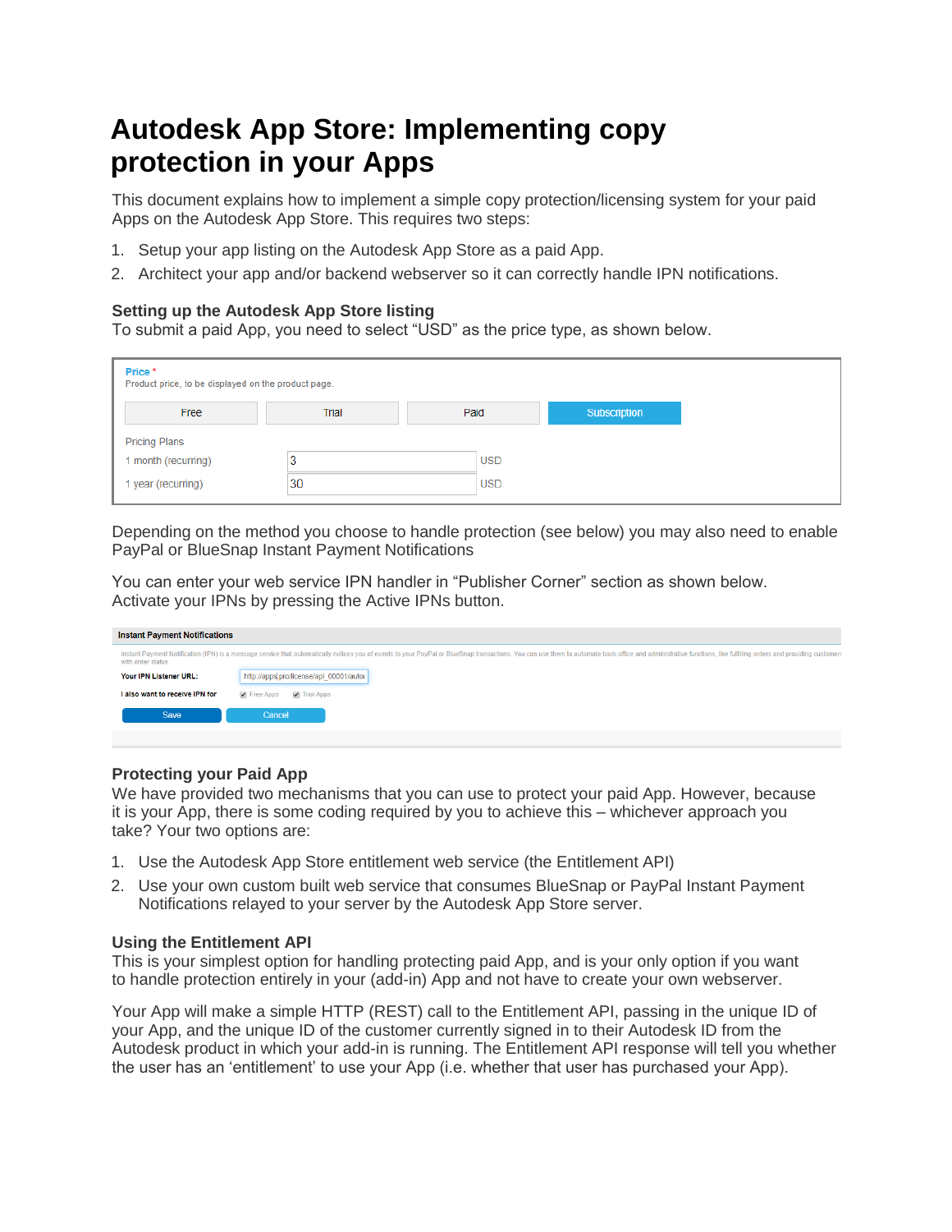# Autodesk App Store: Implementing copy protection in your Apps

This document explains how to implement a simple copy protection/licensing system for your paid Apps on the Autodesk App Store. This requires two steps:

1. Setup your app listing on the Autodesk App Store as a paid App.
2. Architect your app and/or backend webserver so it can correctly handle IPN notifications.

### Setting up the Autodesk App Store listing

To submit a paid App, you need to select "USD" as the price type, as shown below.

Depending on the method you choose to handle protection (see below) you may also need to enable PayPal or BlueSnap Instant Payment Notifications

You can enter your web service IPN handler in "Publisher Corner" section as shown below. Activate your IPNs by pressing the Active IPNs button.

### Protecting your Paid App

We have provided two mechanisms that you can use to protect your paid App. However, because it is your App, there is some coding required by you to achieve this – whichever approach you take? Your two options are:

1. Use the Autodesk App Store entitlement web service (the Entitlement API)
2. Use your own custom built web service that consumes BlueSnap or PayPal Instant Payment Notifications relayed to your server by the Autodesk App Store server.

### Using the Entitlement API

This is your simplest option for handling protecting paid App, and is your only option if you want to handle protection entirely in your (add-in) App and not have to create your own webserver.

Your App will make a simple HTTP (REST) call to the Entitlement API, passing in the unique ID of your App, and the unique ID of the customer currently signed in to their Autodesk ID from the Autodesk product in which your add-in is running. The Entitlement API response will tell you whether the user has an 'entitlement' to use your App (i.e. whether that user has purchased your App).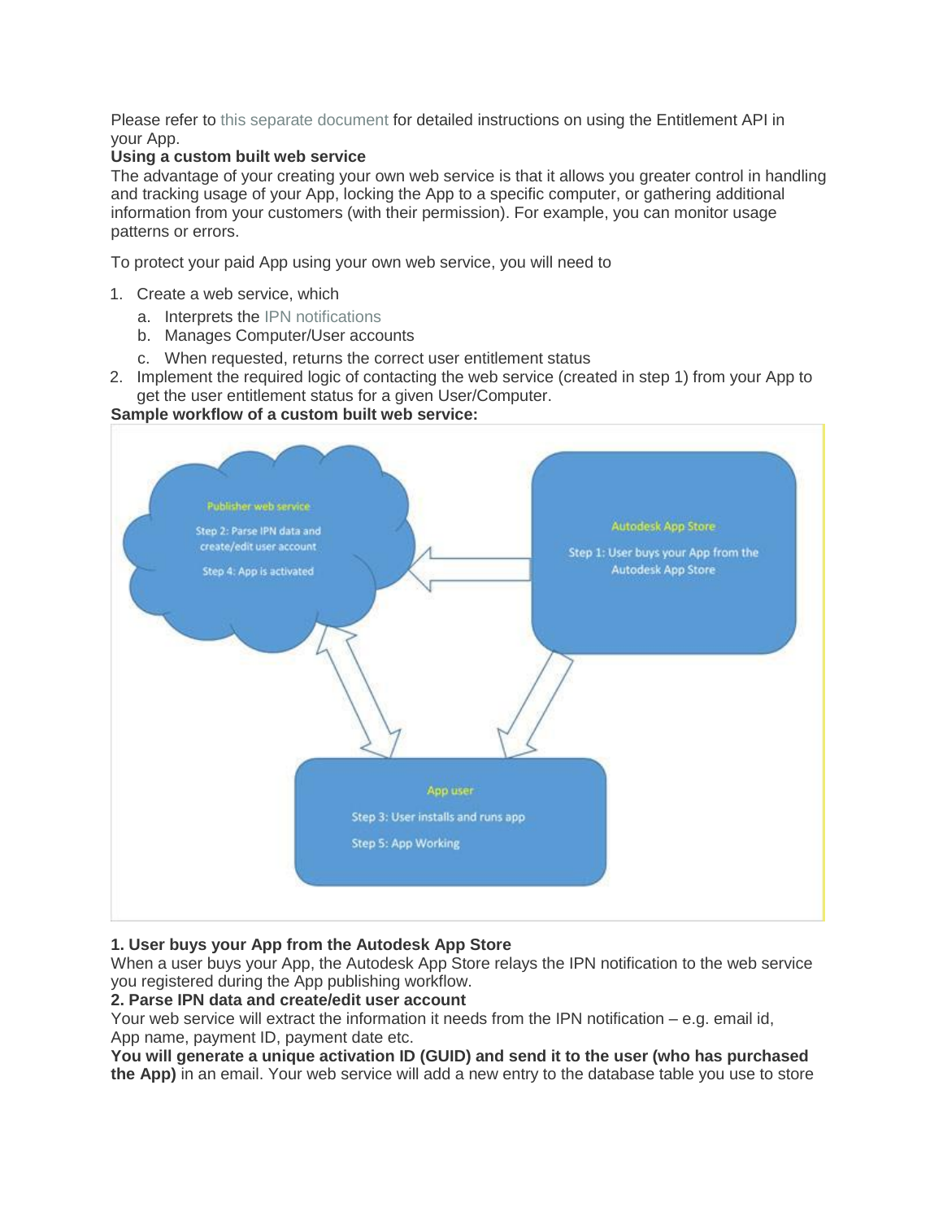Please refer to this separate document for detailed instructions on using the Entitlement API in your App.

**Using a custom built web service**

The advantage of your creating your own web service is that it allows you greater control in handling and tracking usage of your App, locking the App to a specific computer, or gathering additional information from your customers (with their permission). For example, you can monitor usage patterns or errors.

To protect your paid App using your own web service, you will need to

1. Create a web service, which
   a. Interprets the IPN notifications
   b. Manages Computer/User accounts
   c. When requested, returns the correct user entitlement status
2. Implement the required logic of contacting the web service (created in step 1) from your App to get the user entitlement status for a given User/Computer.

**Sample workflow of a custom built web service:**

Publisher web service
Step 2: Parse IPN data and create/edit user account
Step 4: App is activated

Autodesk App Store
Step 1: User buys your App from the Autodesk App Store

App user
Step 3: User installs and runs app
Step 5: App Working

**1. User buys your App from the Autodesk App Store**

When a user buys your App, the Autodesk App Store relays the IPN notification to the web service you registered during the App publishing workflow.

**2. Parse IPN data and create/edit user account**

Your web service will extract the information it needs from the IPN notification – e.g. email id, App name, payment ID, payment date etc.

**You will generate a unique activation ID (GUID) and send it to the user (who has purchased the App)** in an email. Your web service will add a new entry to the database table you use to store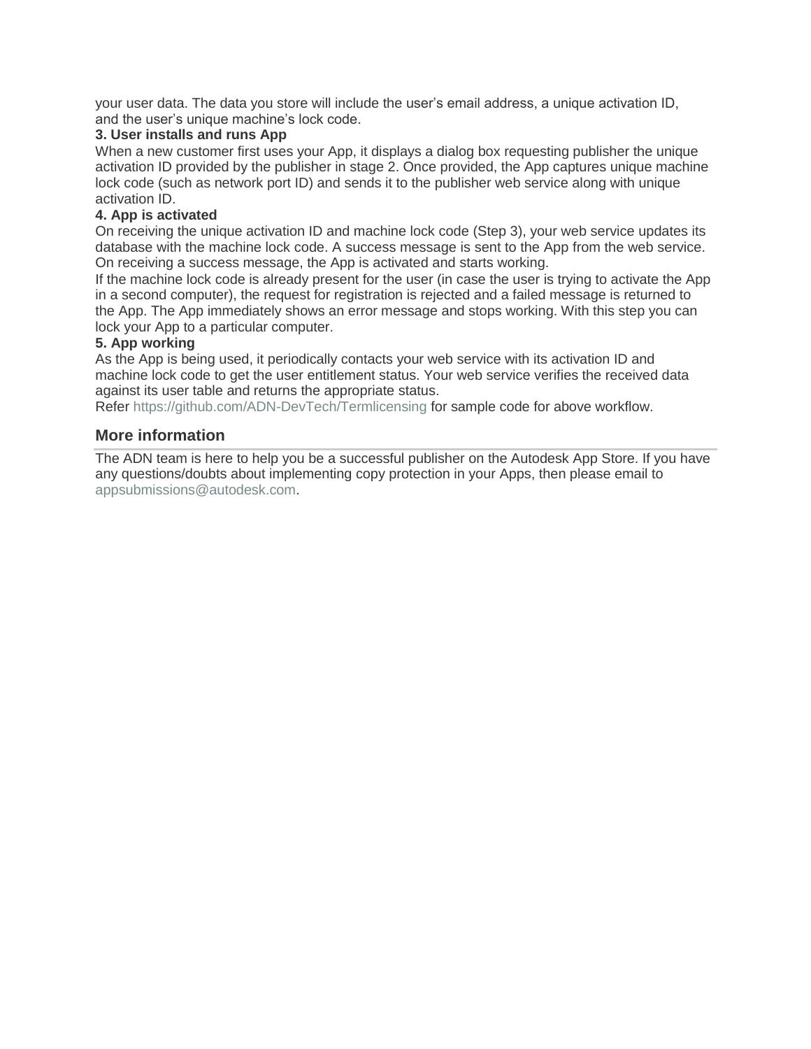your user data. The data you store will include the user's email address, a unique activation ID, and the user's unique machine's lock code.

**3. User installs and runs App**

When a new customer first uses your App, it displays a dialog box requesting publisher the unique activation ID provided by the publisher in stage 2. Once provided, the App captures unique machine lock code (such as network port ID) and sends it to the publisher web service along with unique activation ID.

**4. App is activated**

On receiving the unique activation ID and machine lock code (Step 3), your web service updates its database with the machine lock code. A success message is sent to the App from the web service. On receiving a success message, the App is activated and starts working.

If the machine lock code is already present for the user (in case the user is trying to activate the App in a second computer), the request for registration is rejected and a failed message is returned to the App. The App immediately shows an error message and stops working. With this step you can lock your App to a particular computer.

**5. App working**

As the App is being used, it periodically contacts your web service with its activation ID and machine lock code to get the user entitlement status. Your web service verifies the received data against its user table and returns the appropriate status.

Refer https://github.com/ADN-DevTech/Termlicensing for sample code for above workflow.

## More information

The ADN team is here to help you be a successful publisher on the Autodesk App Store. If you have any questions/doubts about implementing copy protection in your Apps, then please email to appsubmissions@autodesk.com.